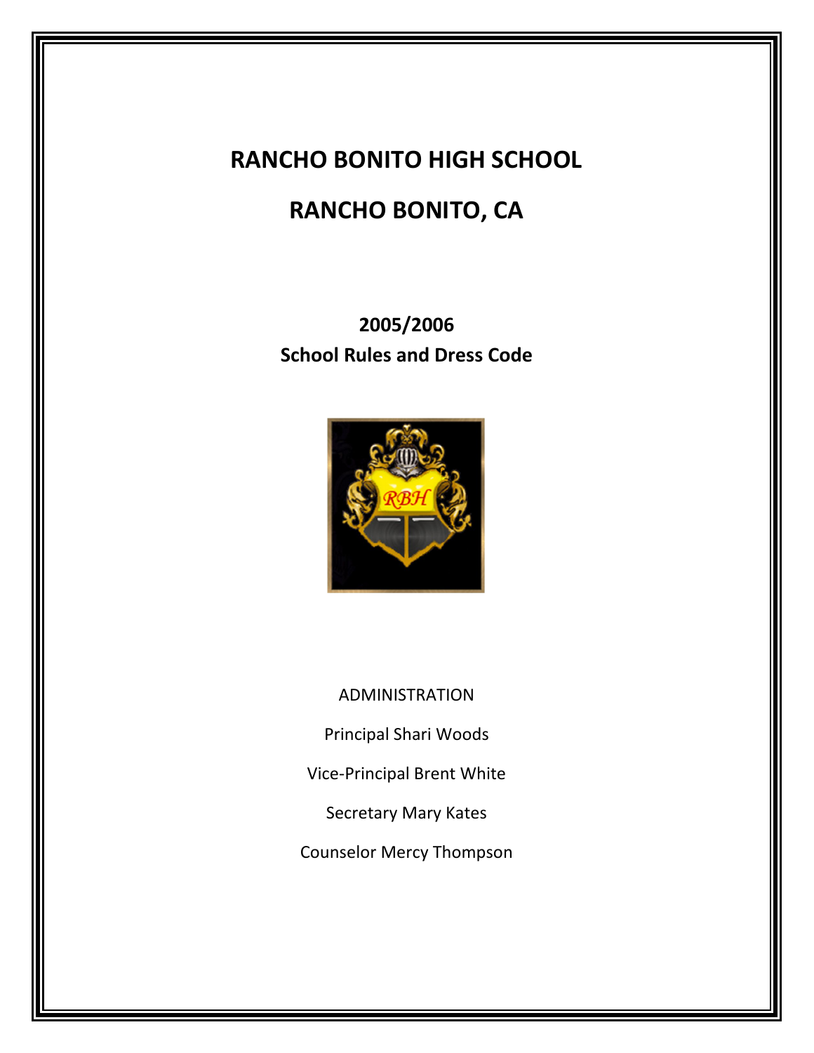# RANCHO BONITO HIGH SCHOOL

# RANCHO BONITO, CA

**2005/2006**
**School Rules and Dress Code**

ADMINISTRATION

Principal Shari Woods

Vice-Principal Brent White

Secretary Mary Kates

Counselor Mercy Thompson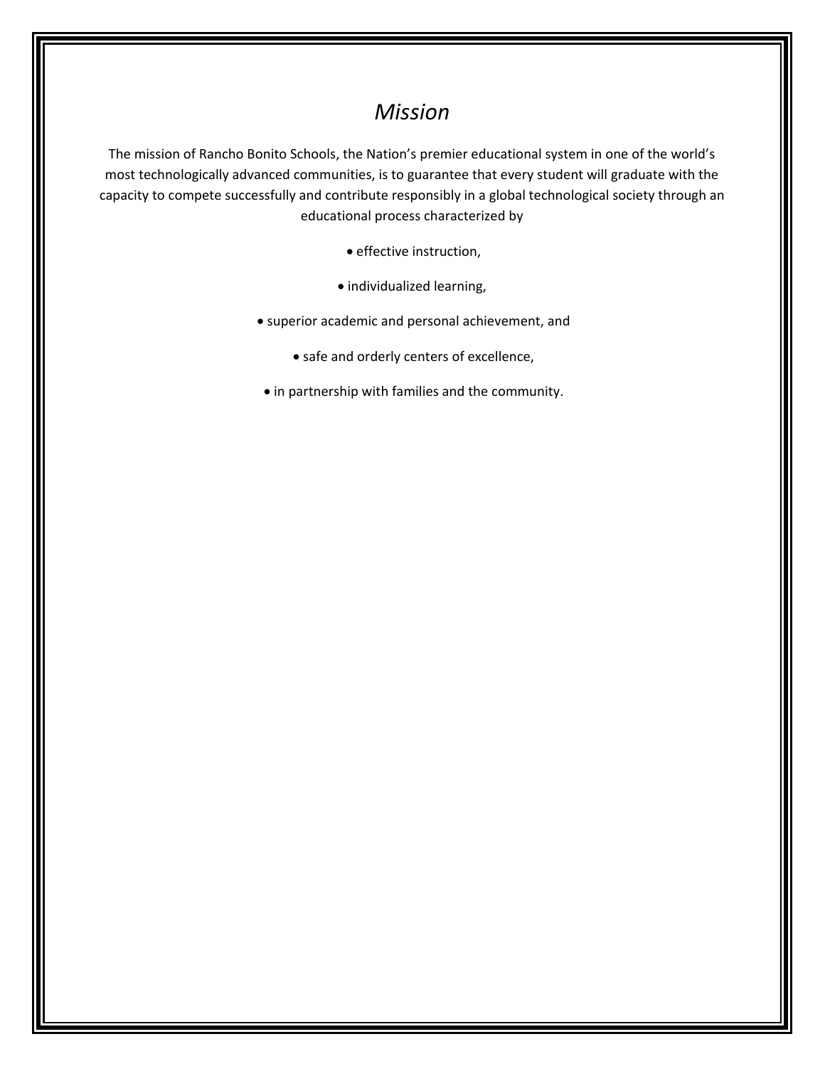# *Mission*

The mission of Rancho Bonito Schools, the Nation's premier educational system in one of the world's most technologically advanced communities, is to guarantee that every student will graduate with the capacity to compete successfully and contribute responsibly in a global technological society through an educational process characterized by

- effective instruction,
- individualized learning,
- superior academic and personal achievement, and
- safe and orderly centers of excellence,
- in partnership with families and the community.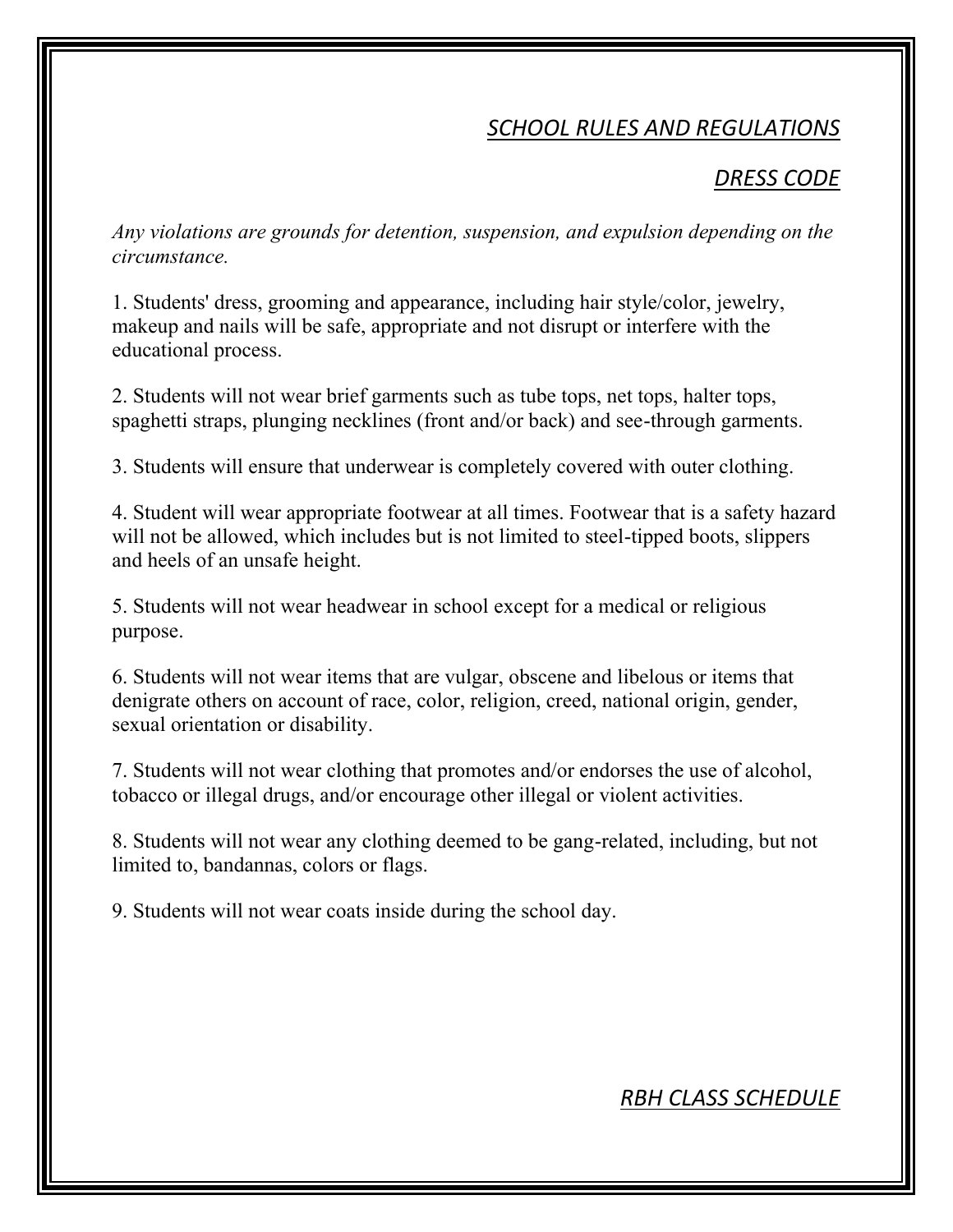## *SCHOOL RULES AND REGULATIONS*

### *DRESS CODE*

*Any violations are grounds for detention, suspension, and expulsion depending on the circumstance.*

1. Students' dress, grooming and appearance, including hair style/color, jewelry, makeup and nails will be safe, appropriate and not disrupt or interfere with the educational process.

2. Students will not wear brief garments such as tube tops, net tops, halter tops, spaghetti straps, plunging necklines (front and/or back) and see-through garments.

3. Students will ensure that underwear is completely covered with outer clothing.

4. Student will wear appropriate footwear at all times. Footwear that is a safety hazard will not be allowed, which includes but is not limited to steel-tipped boots, slippers and heels of an unsafe height.

5. Students will not wear headwear in school except for a medical or religious purpose.

6. Students will not wear items that are vulgar, obscene and libelous or items that denigrate others on account of race, color, religion, creed, national origin, gender, sexual orientation or disability.

7. Students will not wear clothing that promotes and/or endorses the use of alcohol, tobacco or illegal drugs, and/or encourage other illegal or violent activities.

8. Students will not wear any clothing deemed to be gang-related, including, but not limited to, bandannas, colors or flags.

9. Students will not wear coats inside during the school day.

## *RBH CLASS SCHEDULE*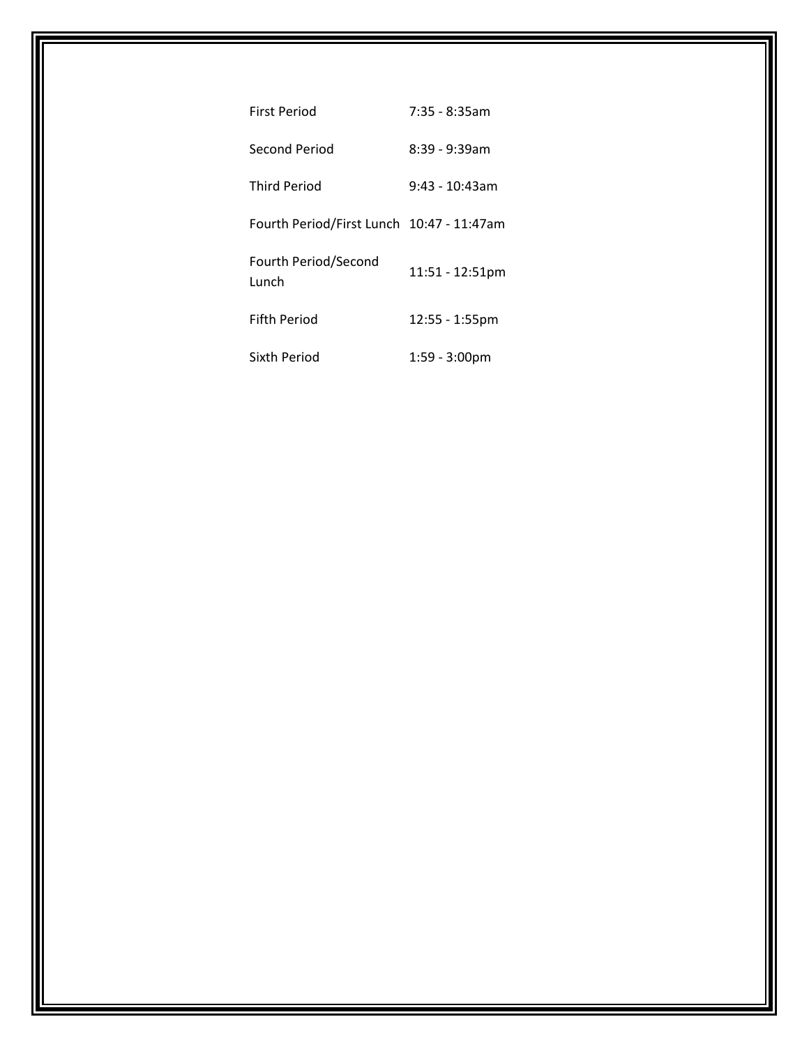| | |
|---|---|
| First Period | 7:35 - 8:35am |
| Second Period | 8:39 - 9:39am |
| Third Period | 9:43 - 10:43am |
| Fourth Period/First Lunch | 10:47 - 11:47am |
| Fourth Period/Second Lunch | 11:51 - 12:51pm |
| Fifth Period | 12:55 - 1:55pm |
| Sixth Period | 1:59 - 3:00pm |